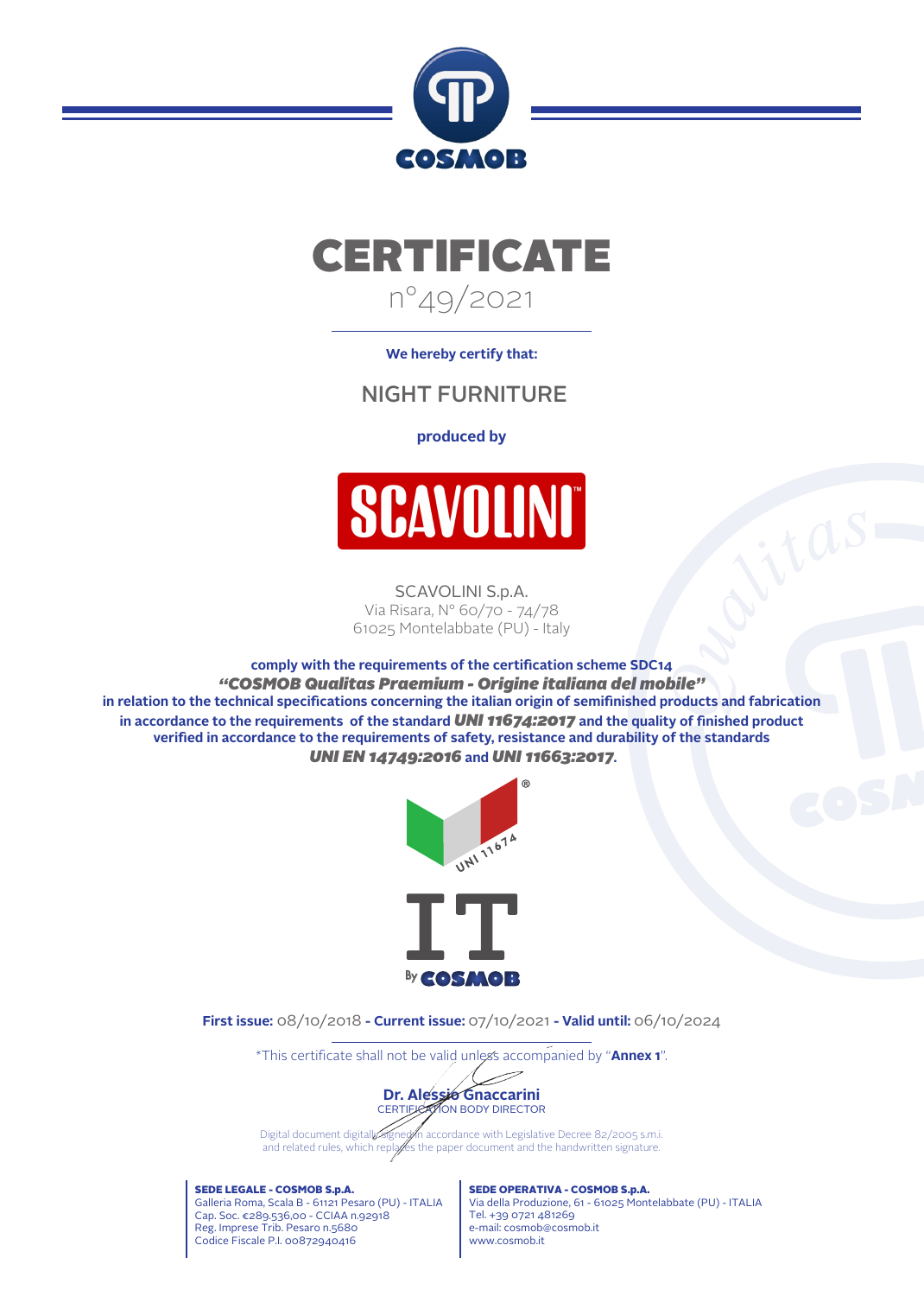COSMOB

# CERTIFICATE

n°49/2021

**We hereby certify that:**

## NIGHT FURNITURE

**produced by**

SCAVOLINI™

SCAVOLINI S.p.A.
Via Risara, N° 60/70 - 74/78
61025 Montelabbate (PU) - Italy

**comply with the requirements of the certification scheme SDC14**
***"COSMOB Qualitas Praemium - Origine italiana del mobile"***
**in relation to the technical specifications concerning the italian origin of semifinished products and fabrication in accordance to the requirements of the standard *UNI 11674:2017* and the quality of finished product verified in accordance to the requirements of safety, resistance and durability of the standards *UNI EN 14749:2016* and *UNI 11663:2017*.**

UNI 11674

IT By COSMOB

**First issue:** 08/10/2018 **- Current issue:** 07/10/2021 **- Valid until:** 06/10/2024

*This certificate shall not be valid unless accompanied by "**Annex 1**".

**Dr. Alessio Gnaccarini**
CERTIFICATION BODY DIRECTOR

Digital document digitally signed in accordance with Legislative Decree 82/2005 s.m.i. and related rules, which replaces the paper document and the handwritten signature.

**SEDE LEGALE - COSMOB S.p.A.**
Galleria Roma, Scala B - 61121 Pesaro (PU) - ITALIA
Cap. Soc. €289.536,00 - CCIAA n.92918
Reg. Imprese Trib. Pesaro n.5680
Codice Fiscale P.I. 00872940416

**SEDE OPERATIVA - COSMOB S.p.A.**
Via della Produzione, 61 - 61025 Montelabbate (PU) - ITALIA
Tel. +39 0721 481269
e-mail: cosmob@cosmob.it
www.cosmob.it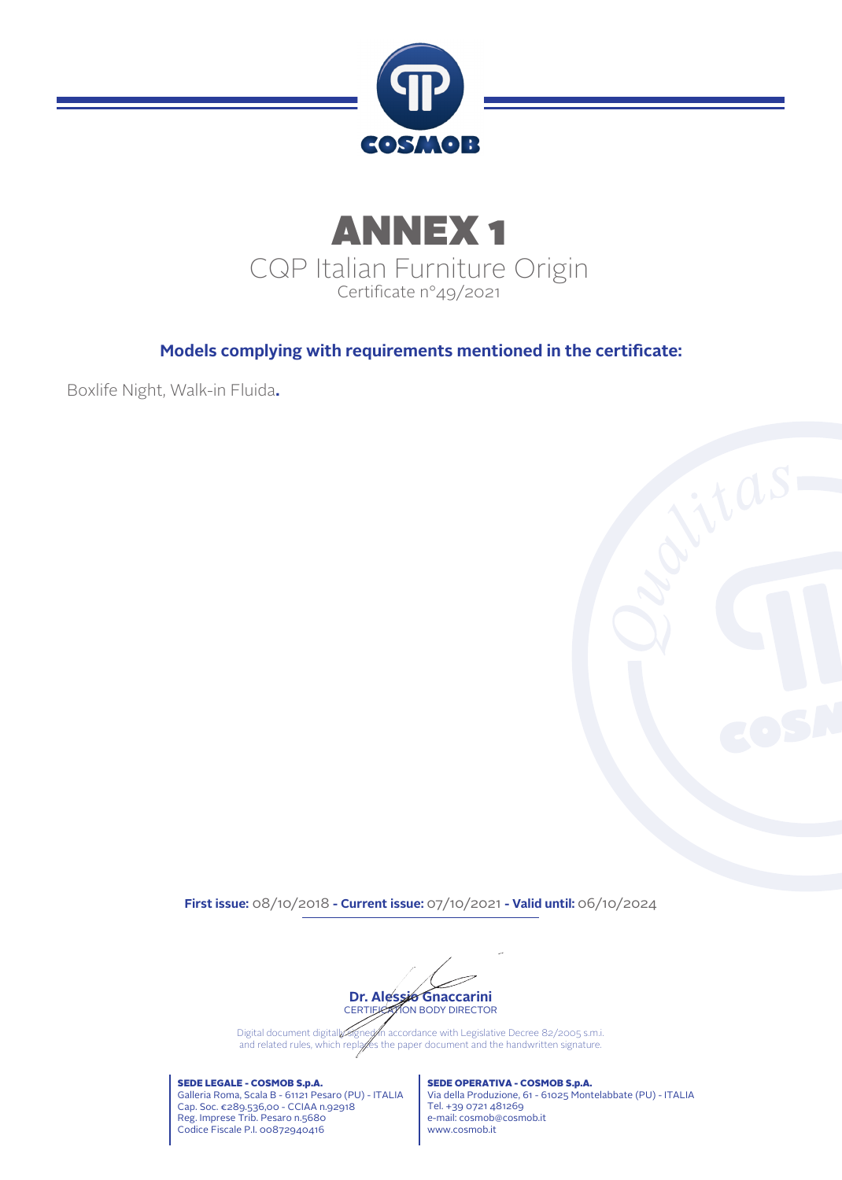# ANNEX 1

CQP Italian Furniture Origin

Certificate n°49/2021

**Models complying with requirements mentioned in the certificate:**

Boxlife Night, Walk-in Fluida**.**

**First issue:** 08/10/2018 **- Current issue:** 07/10/2021 **- Valid until:** 06/10/2024

**Dr. Alessio Gnaccarini**
CERTIFICATION BODY DIRECTOR

Digital document digitally signed in accordance with Legislative Decree 82/2005 s.m.i. and related rules, which replaces the paper document and the handwritten signature.

**SEDE LEGALE - COSMOB S.p.A.**
Galleria Roma, Scala B - 61121 Pesaro (PU) - ITALIA
Cap. Soc. €289.536,00 - CCIAA n.92918
Reg. Imprese Trib. Pesaro n.5680
Codice Fiscale P.I. 00872940416

**SEDE OPERATIVA - COSMOB S.p.A.**
Via della Produzione, 61 - 61025 Montelabbate (PU) - ITALIA
Tel. +39 0721 481269
e-mail: cosmob@cosmob.it
www.cosmob.it